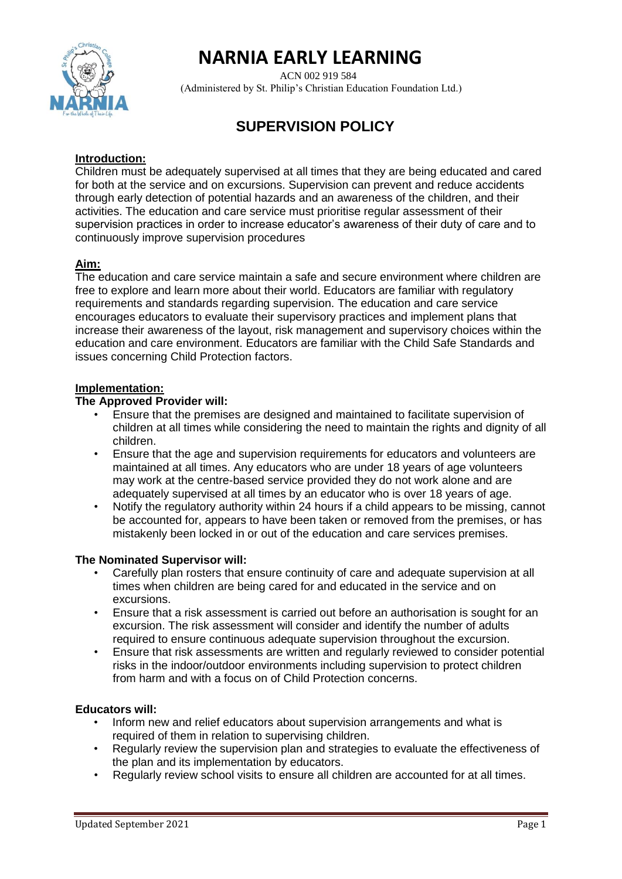# NARNIA EARLY LEARNING

ACN 002 919 584
(Administered by St. Philip's Christian Education Foundation Ltd.)

## SUPERVISION POLICY

**Introduction:**

Children must be adequately supervised at all times that they are being educated and cared for both at the service and on excursions. Supervision can prevent and reduce accidents through early detection of potential hazards and an awareness of the children, and their activities. The education and care service must prioritise regular assessment of their supervision practices in order to increase educator's awareness of their duty of care and to continuously improve supervision procedures

**Aim:**

The education and care service maintain a safe and secure environment where children are free to explore and learn more about their world. Educators are familiar with regulatory requirements and standards regarding supervision. The education and care service encourages educators to evaluate their supervisory practices and implement plans that increase their awareness of the layout, risk management and supervisory choices within the education and care environment. Educators are familiar with the Child Safe Standards and issues concerning Child Protection factors.

**Implementation:**

**The Approved Provider will:**

- Ensure that the premises are designed and maintained to facilitate supervision of children at all times while considering the need to maintain the rights and dignity of all children.
- Ensure that the age and supervision requirements for educators and volunteers are maintained at all times. Any educators who are under 18 years of age volunteers may work at the centre-based service provided they do not work alone and are adequately supervised at all times by an educator who is over 18 years of age.
- Notify the regulatory authority within 24 hours if a child appears to be missing, cannot be accounted for, appears to have been taken or removed from the premises, or has mistakenly been locked in or out of the education and care services premises.

**The Nominated Supervisor will:**

- Carefully plan rosters that ensure continuity of care and adequate supervision at all times when children are being cared for and educated in the service and on excursions.
- Ensure that a risk assessment is carried out before an authorisation is sought for an excursion. The risk assessment will consider and identify the number of adults required to ensure continuous adequate supervision throughout the excursion.
- Ensure that risk assessments are written and regularly reviewed to consider potential risks in the indoor/outdoor environments including supervision to protect children from harm and with a focus on of Child Protection concerns.

**Educators will:**

- Inform new and relief educators about supervision arrangements and what is required of them in relation to supervising children.
- Regularly review the supervision plan and strategies to evaluate the effectiveness of the plan and its implementation by educators.
- Regularly review school visits to ensure all children are accounted for at all times.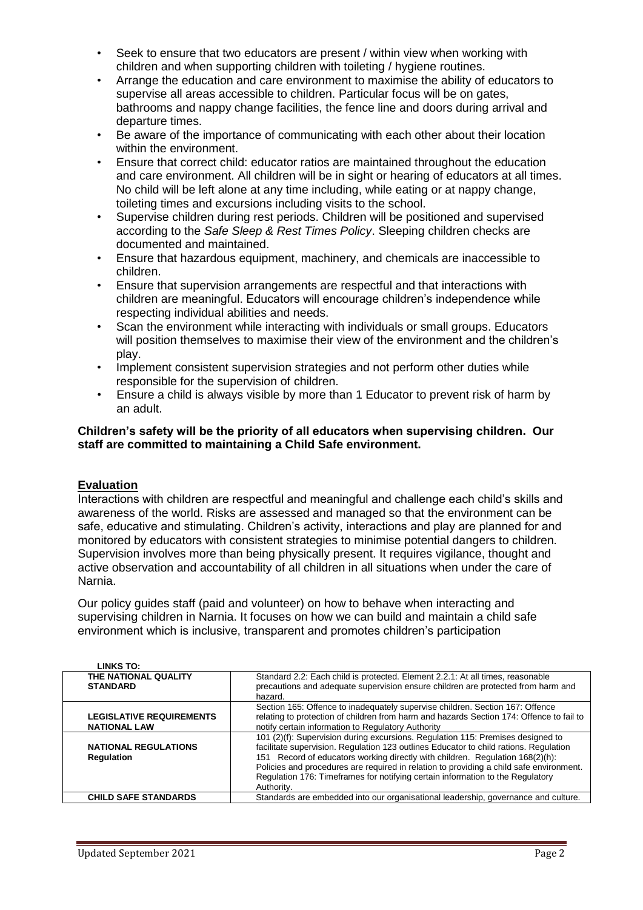- Seek to ensure that two educators are present / within view when working with children and when supporting children with toileting / hygiene routines.
- Arrange the education and care environment to maximise the ability of educators to supervise all areas accessible to children. Particular focus will be on gates, bathrooms and nappy change facilities, the fence line and doors during arrival and departure times.
- Be aware of the importance of communicating with each other about their location within the environment.
- Ensure that correct child: educator ratios are maintained throughout the education and care environment. All children will be in sight or hearing of educators at all times. No child will be left alone at any time including, while eating or at nappy change, toileting times and excursions including visits to the school.
- Supervise children during rest periods. Children will be positioned and supervised according to the *Safe Sleep & Rest Times Policy*. Sleeping children checks are documented and maintained.
- Ensure that hazardous equipment, machinery, and chemicals are inaccessible to children.
- Ensure that supervision arrangements are respectful and that interactions with children are meaningful. Educators will encourage children's independence while respecting individual abilities and needs.
- Scan the environment while interacting with individuals or small groups. Educators will position themselves to maximise their view of the environment and the children's play.
- Implement consistent supervision strategies and not perform other duties while responsible for the supervision of children.
- Ensure a child is always visible by more than 1 Educator to prevent risk of harm by an adult.

**Children's safety will be the priority of all educators when supervising children. Our staff are committed to maintaining a Child Safe environment.**

## Evaluation

Interactions with children are respectful and meaningful and challenge each child's skills and awareness of the world. Risks are assessed and managed so that the environment can be safe, educative and stimulating. Children's activity, interactions and play are planned for and monitored by educators with consistent strategies to minimise potential dangers to children. Supervision involves more than being physically present. It requires vigilance, thought and active observation and accountability of all children in all situations when under the care of Narnia.

Our policy guides staff (paid and volunteer) on how to behave when interacting and supervising children in Narnia. It focuses on how we can build and maintain a child safe environment which is inclusive, transparent and promotes children's participation

| LINKS TO: | |
|---|---|
| **THE NATIONAL QUALITY STANDARD** | Standard 2.2: Each child is protected. Element 2.2.1: At all times, reasonable precautions and adequate supervision ensure children are protected from harm and hazard. |
| **LEGISLATIVE REQUIREMENTS NATIONAL LAW** | Section 165: Offence to inadequately supervise children. Section 167: Offence relating to protection of children from harm and hazards Section 174: Offence to fail to notify certain information to Regulatory Authority |
| **NATIONAL REGULATIONS Regulation** | 101 (2)(f): Supervision during excursions. Regulation 115: Premises designed to facilitate supervision. Regulation 123 outlines Educator to child rations. Regulation 151 Record of educators working directly with children. Regulation 168(2)(h): Policies and procedures are required in relation to providing a child safe environment. Regulation 176: Timeframes for notifying certain information to the Regulatory Authority. |
| **CHILD SAFE STANDARDS** | Standards are embedded into our organisational leadership, governance and culture. |